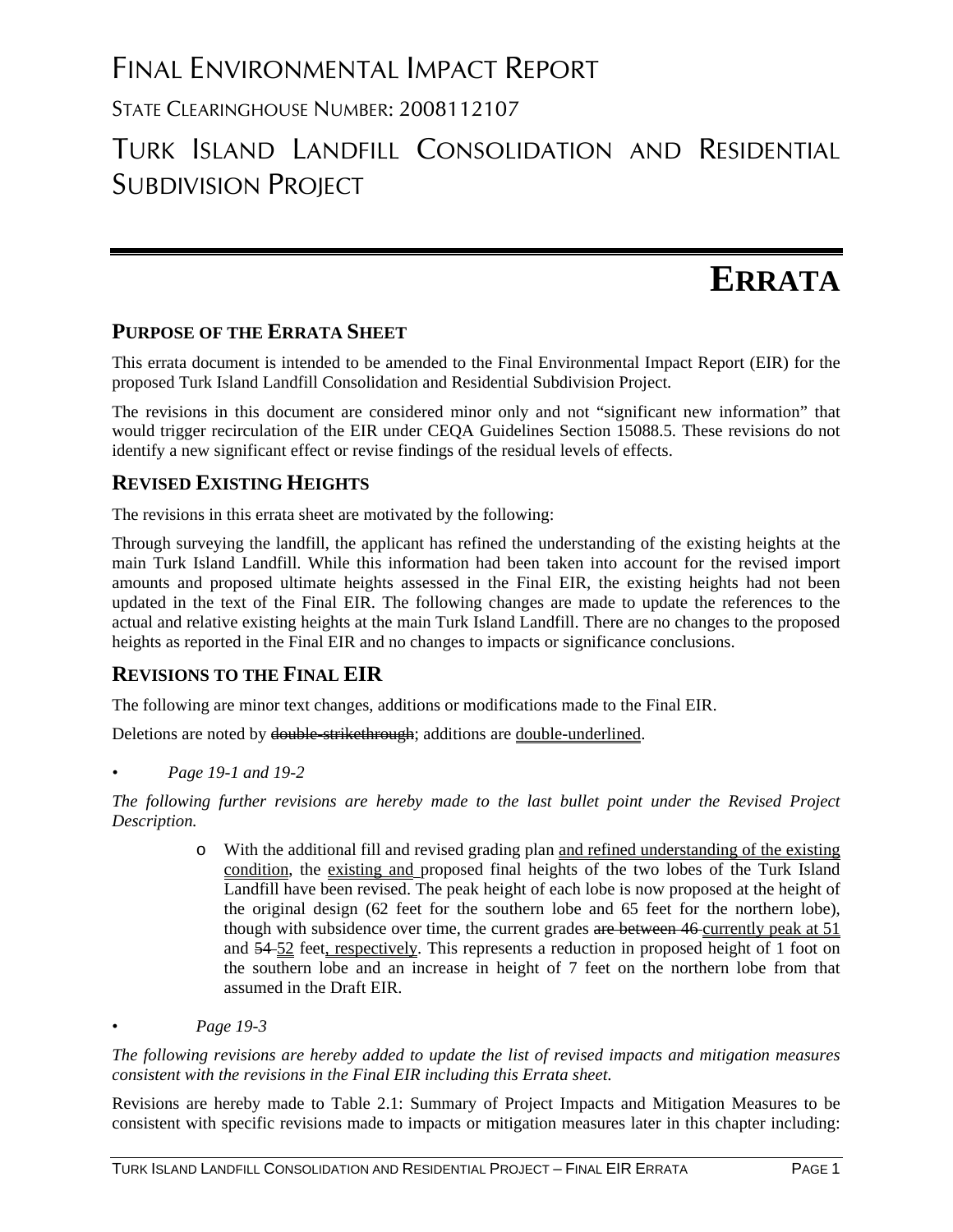# FINAL ENVIRONMENTAL IMPACT REPORT

STATE CLEARINGHOUSE NUMBER: 2008112107

# TURK ISLAND LANDFILL CONSOLIDATION AND RESIDENTIAL SUBDIVISION PROJECT

# ERRATA

## PURPOSE OF THE ERRATA SHEET

This errata document is intended to be amended to the Final Environmental Impact Report (EIR) for the proposed Turk Island Landfill Consolidation and Residential Subdivision Project.

The revisions in this document are considered minor only and not "significant new information" that would trigger recirculation of the EIR under CEQA Guidelines Section 15088.5. These revisions do not identify a new significant effect or revise findings of the residual levels of effects.

## REVISED EXISTING HEIGHTS

The revisions in this errata sheet are motivated by the following:

Through surveying the landfill, the applicant has refined the understanding of the existing heights at the main Turk Island Landfill. While this information had been taken into account for the revised import amounts and proposed ultimate heights assessed in the Final EIR, the existing heights had not been updated in the text of the Final EIR. The following changes are made to update the references to the actual and relative existing heights at the main Turk Island Landfill. There are no changes to the proposed heights as reported in the Final EIR and no changes to impacts or significance conclusions.

## REVISIONS TO THE FINAL EIR

The following are minor text changes, additions or modifications made to the Final EIR.

Deletions are noted by ~~double-strikethrough~~; additions are <u>double-underlined</u>.

- *Page 19-1 and 19-2*

*The following further revisions are hereby made to the last bullet point under the Revised Project Description.*

> - With the additional fill and revised grading plan <u>and refined understanding of the existing condition</u>, the <u>existing and</u> proposed final heights of the two lobes of the Turk Island Landfill have been revised. The peak height of each lobe is now proposed at the height of the original design (62 feet for the southern lobe and 65 feet for the northern lobe), though with subsidence over time, the current grades ~~are between 46~~ <u>currently peak at 51</u> and ~~54~~ <u>52</u> feet<u>, respectively</u>. This represents a reduction in proposed height of 1 foot on the southern lobe and an increase in height of 7 feet on the northern lobe from that assumed in the Draft EIR.

- *Page 19-3*

*The following revisions are hereby added to update the list of revised impacts and mitigation measures consistent with the revisions in the Final EIR including this Errata sheet.*

Revisions are hereby made to Table 2.1: Summary of Project Impacts and Mitigation Measures to be consistent with specific revisions made to impacts or mitigation measures later in this chapter including: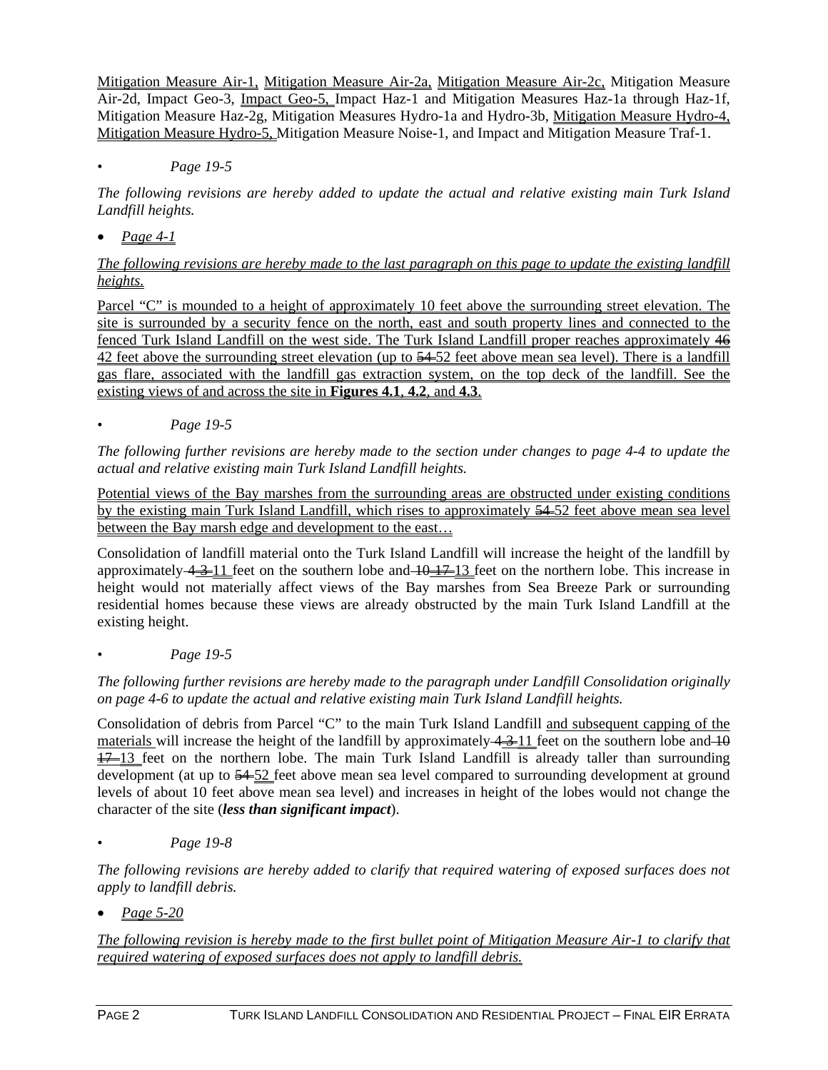Mitigation Measure Air-1, Mitigation Measure Air-2a, Mitigation Measure Air-2c, Mitigation Measure Air-2d, Impact Geo-3, Impact Geo-5, Impact Haz-1 and Mitigation Measures Haz-1a through Haz-1f, Mitigation Measure Haz-2g, Mitigation Measures Hydro-1a and Hydro-3b, Mitigation Measure Hydro-4, Mitigation Measure Hydro-5, Mitigation Measure Noise-1, and Impact and Mitigation Measure Traf-1.

- *Page 19-5*

*The following revisions are hereby added to update the actual and relative existing main Turk Island Landfill heights.*

- *Page 4-1*

*The following revisions are hereby made to the last paragraph on this page to update the existing landfill heights.*

Parcel "C" is mounded to a height of approximately 10 feet above the surrounding street elevation. The site is surrounded by a security fence on the north, east and south property lines and connected to the fenced Turk Island Landfill on the west side. The Turk Island Landfill proper reaches approximately ~~46~~ 42 feet above the surrounding street elevation (up to ~~54~~ 52 feet above mean sea level). There is a landfill gas flare, associated with the landfill gas extraction system, on the top deck of the landfill. See the existing views of and across the site in **Figures 4.1**, **4.2**, and **4.3**.

- *Page 19-5*

*The following further revisions are hereby made to the section under changes to page 4-4 to update the actual and relative existing main Turk Island Landfill heights.*

Potential views of the Bay marshes from the surrounding areas are obstructed under existing conditions by the existing main Turk Island Landfill, which rises to approximately ~~54~~ 52 feet above mean sea level between the Bay marsh edge and development to the east…

Consolidation of landfill material onto the Turk Island Landfill will increase the height of the landfill by approximately ~~4 3~~ 11 feet on the southern lobe and ~~10 17~~ 13 feet on the northern lobe. This increase in height would not materially affect views of the Bay marshes from Sea Breeze Park or surrounding residential homes because these views are already obstructed by the main Turk Island Landfill at the existing height.

- *Page 19-5*

*The following further revisions are hereby made to the paragraph under Landfill Consolidation originally on page 4-6 to update the actual and relative existing main Turk Island Landfill heights.*

Consolidation of debris from Parcel "C" to the main Turk Island Landfill and subsequent capping of the materials will increase the height of the landfill by approximately ~~4 3~~ 11 feet on the southern lobe and ~~10 17~~ 13 feet on the northern lobe. The main Turk Island Landfill is already taller than surrounding development (at up to ~~54~~ 52 feet above mean sea level compared to surrounding development at ground levels of about 10 feet above mean sea level) and increases in height of the lobes would not change the character of the site (***less than significant impact***).

- *Page 19-8*

*The following revisions are hereby added to clarify that required watering of exposed surfaces does not apply to landfill debris.*

- *Page 5-20*

*The following revision is hereby made to the first bullet point of Mitigation Measure Air-1 to clarify that required watering of exposed surfaces does not apply to landfill debris.*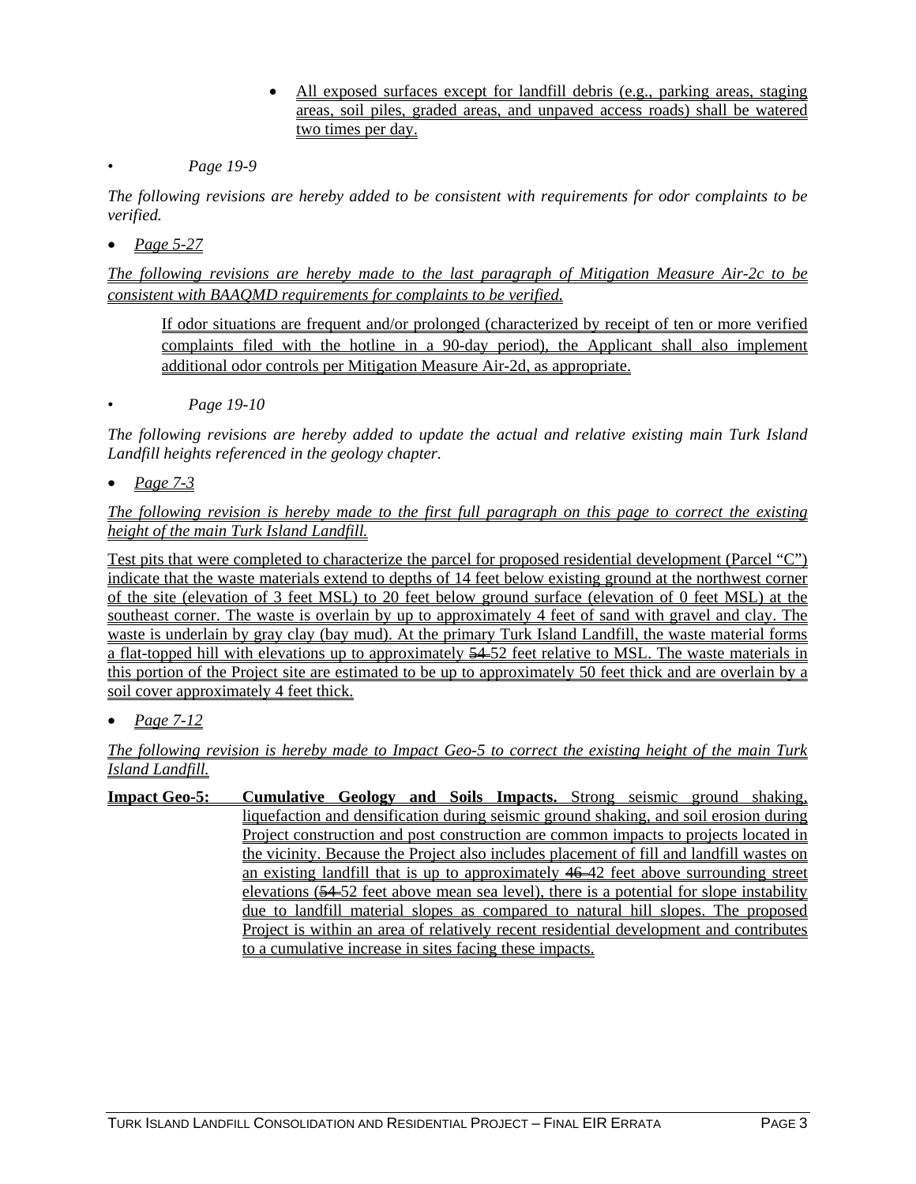- All exposed surfaces except for landfill debris (e.g., parking areas, staging areas, soil piles, graded areas, and unpaved access roads) shall be watered two times per day.

• *Page 19-9*

*The following revisions are hereby added to be consistent with requirements for odor complaints to be verified.*

- *Page 5-27*

*The following revisions are hereby made to the last paragraph of Mitigation Measure Air-2c to be consistent with BAAQMD requirements for complaints to be verified.*

> If odor situations are frequent and/or prolonged (characterized by receipt of ten or more verified complaints filed with the hotline in a 90-day period), the Applicant shall also implement additional odor controls per Mitigation Measure Air-2d, as appropriate.

• *Page 19-10*

*The following revisions are hereby added to update the actual and relative existing main Turk Island Landfill heights referenced in the geology chapter.*

- *Page 7-3*

*The following revision is hereby made to the first full paragraph on this page to correct the existing height of the main Turk Island Landfill.*

Test pits that were completed to characterize the parcel for proposed residential development (Parcel "C") indicate that the waste materials extend to depths of 14 feet below existing ground at the northwest corner of the site (elevation of 3 feet MSL) to 20 feet below ground surface (elevation of 0 feet MSL) at the southeast corner. The waste is overlain by up to approximately 4 feet of sand with gravel and clay. The waste is underlain by gray clay (bay mud). At the primary Turk Island Landfill, the waste material forms a flat-topped hill with elevations up to approximately ~~54~~ 52 feet relative to MSL. The waste materials in this portion of the Project site are estimated to be up to approximately 50 feet thick and are overlain by a soil cover approximately 4 feet thick.

- *Page 7-12*

*The following revision is hereby made to Impact Geo-5 to correct the existing height of the main Turk Island Landfill.*

**Impact Geo-5:** **Cumulative Geology and Soils Impacts.** Strong seismic ground shaking, liquefaction and densification during seismic ground shaking, and soil erosion during Project construction and post construction are common impacts to projects located in the vicinity. Because the Project also includes placement of fill and landfill wastes on an existing landfill that is up to approximately ~~46~~ 42 feet above surrounding street elevations (~~54~~ 52 feet above mean sea level), there is a potential for slope instability due to landfill material slopes as compared to natural hill slopes. The proposed Project is within an area of relatively recent residential development and contributes to a cumulative increase in sites facing these impacts.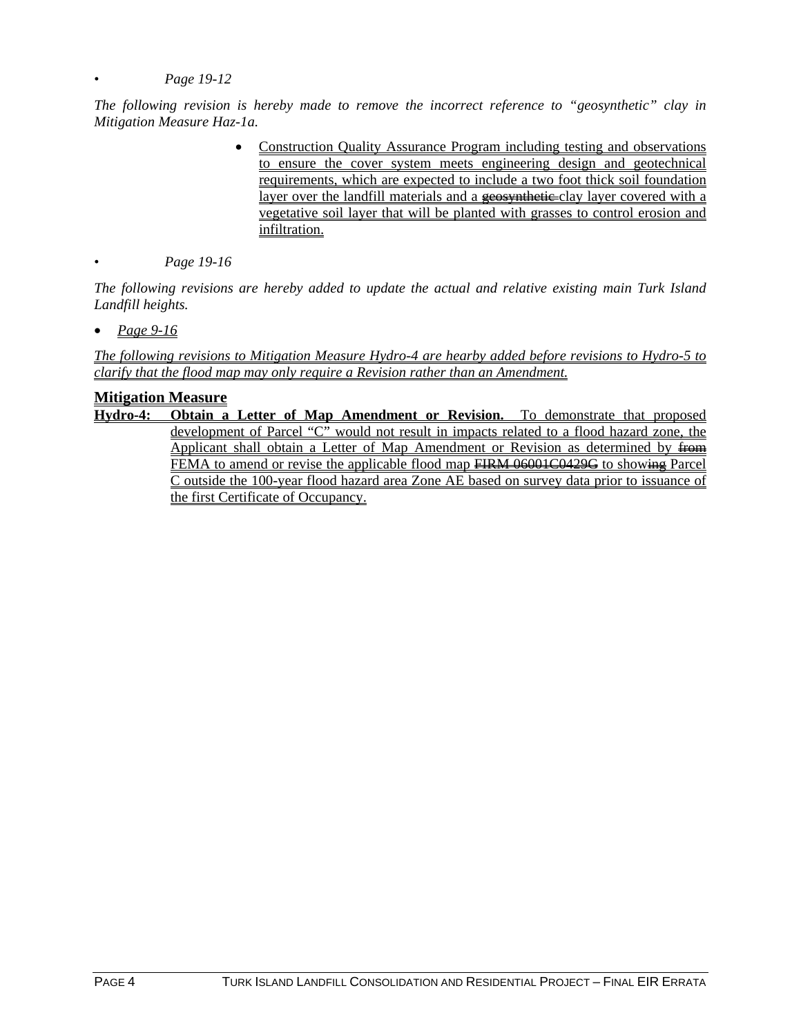- *Page 19-12*

*The following revision is hereby made to remove the incorrect reference to "geosynthetic" clay in Mitigation Measure Haz-1a.*

- <u>Construction Quality Assurance Program including testing and observations to ensure the cover system meets engineering design and geotechnical requirements, which are expected to include a two foot thick soil foundation layer over the landfill materials and a ~~geosynthetic~~ clay layer covered with a vegetative soil layer that will be planted with grasses to control erosion and infiltration.</u>

- *Page 19-16*

*The following revisions are hereby added to update the actual and relative existing main Turk Island Landfill heights.*

- <u>*Page 9-16*</u>

<u>*The following revisions to Mitigation Measure Hydro-4 are hearby added before revisions to Hydro-5 to clarify that the flood map may only require a Revision rather than an Amendment.*</u>

<u>**Mitigation Measure**</u>

<u>**Hydro-4: Obtain a Letter of Map Amendment or Revision.** To demonstrate that proposed development of Parcel "C" would not result in impacts related to a flood hazard zone, the Applicant shall obtain a Letter of Map Amendment or Revision as determined by ~~from~~ FEMA to amend or revise the applicable flood map ~~FIRM 06001C0429G~~ to show~~ing~~ Parcel C outside the 100-year flood hazard area Zone AE based on survey data prior to issuance of the first Certificate of Occupancy.</u>